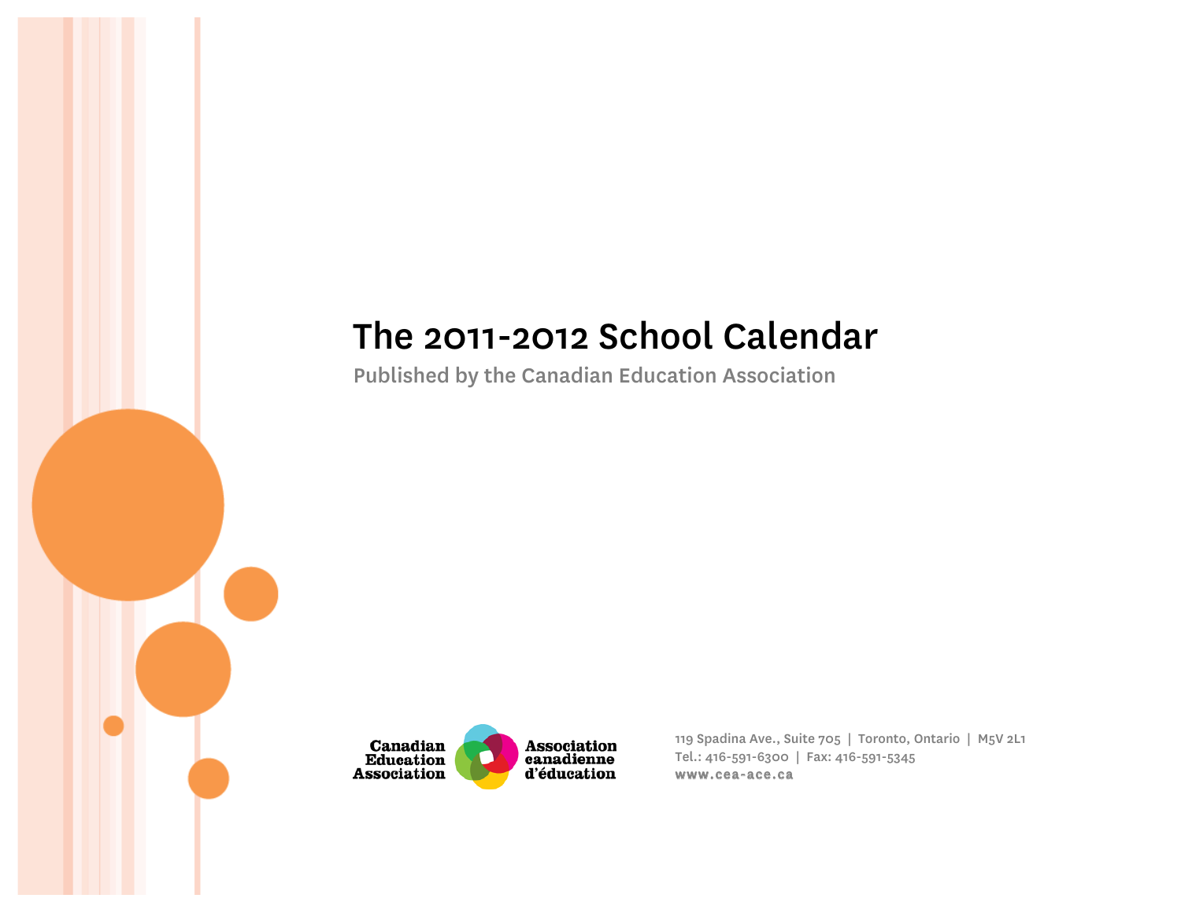# The 2011-2012 School Calendar

Published by the Canadian Education Association

Canadian Education Association | Association canadienne d'éducation

119 Spadina Ave., Suite 705 | Toronto, Ontario | M5V 2L1
Tel.: 416-591-6300 | Fax: 416-591-5345
www.cea-ace.ca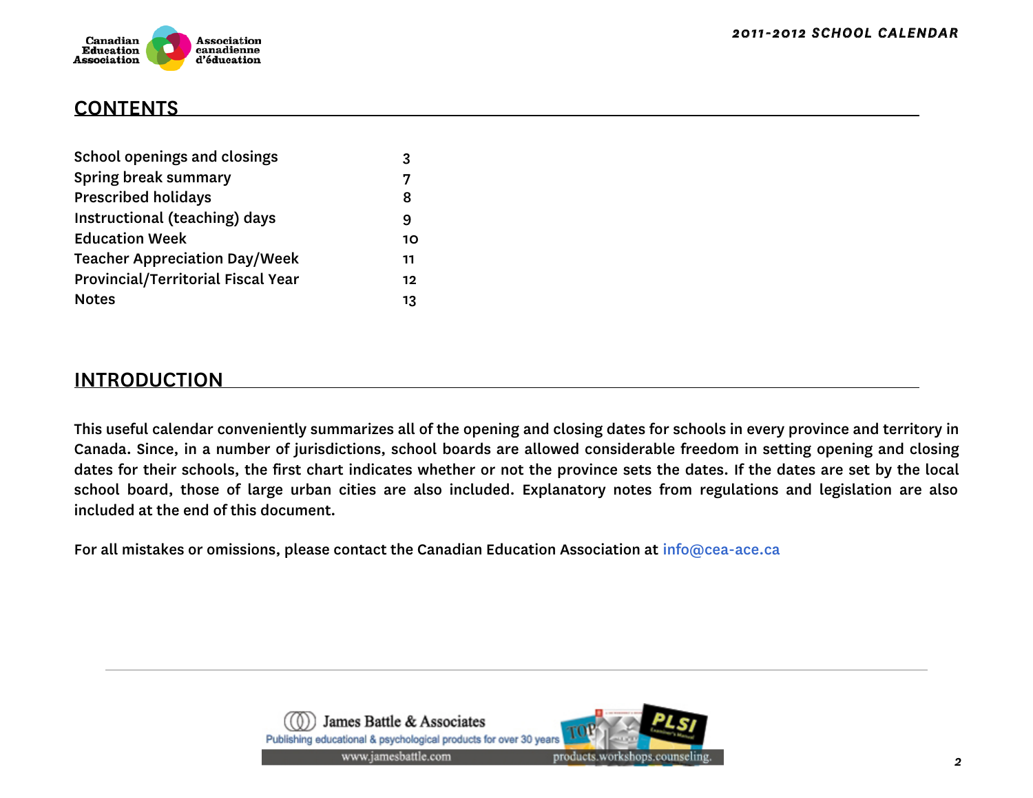## CONTENTS

| | |
|---|---|
| School openings and closings | 3 |
| Spring break summary | 7 |
| Prescribed holidays | 8 |
| Instructional (teaching) days | 9 |
| Education Week | 10 |
| Teacher Appreciation Day/Week | 11 |
| Provincial/Territorial Fiscal Year | 12 |
| Notes | 13 |

## INTRODUCTION

This useful calendar conveniently summarizes all of the opening and closing dates for schools in every province and territory in Canada. Since, in a number of jurisdictions, school boards are allowed considerable freedom in setting opening and closing dates for their schools, the first chart indicates whether or not the province sets the dates. If the dates are set by the local school board, those of large urban cities are also included. Explanatory notes from regulations and legislation are also included at the end of this document.

For all mistakes or omissions, please contact the Canadian Education Association at info@cea-ace.ca

James Battle & Associates
Publishing educational & psychological products for over 30 years
www.jamesbattle.com products.workshops.counseling.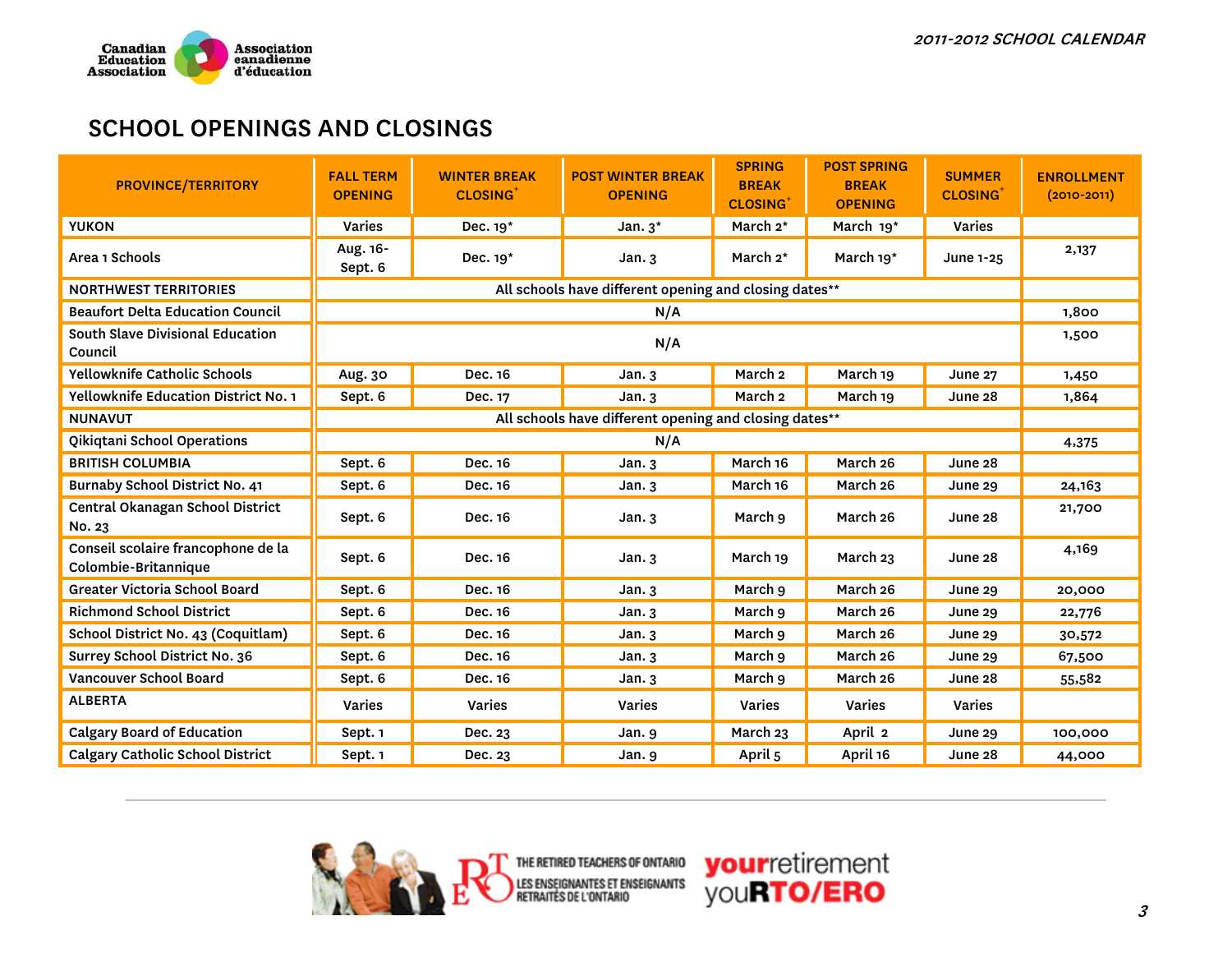## SCHOOL OPENINGS AND CLOSINGS

| PROVINCE/TERRITORY | FALL TERM OPENING | WINTER BREAK CLOSING[+] | POST WINTER BREAK OPENING | SPRING BREAK CLOSING[+] | POST SPRING BREAK OPENING | SUMMER CLOSING[+] | ENROLLMENT (2010-2011) |
|---|---|---|---|---|---|---|---|
| YUKON | Varies | Dec. 19* | Jan. 3* | March 2* | March 19* | Varies | |
| Area 1 Schools | Aug. 16- Sept. 6 | Dec. 19* | Jan. 3 | March 2* | March 19* | June 1-25 | 2,137 |
| NORTHWEST TERRITORIES | All schools have different opening and closing dates** | | | | | | |
| Beaufort Delta Education Council | N/A | | | | | | 1,800 |
| South Slave Divisional Education Council | N/A | | | | | | 1,500 |
| Yellowknife Catholic Schools | Aug. 30 | Dec. 16 | Jan. 3 | March 2 | March 19 | June 27 | 1,450 |
| Yellowknife Education District No. 1 | Sept. 6 | Dec. 17 | Jan. 3 | March 2 | March 19 | June 28 | 1,864 |
| NUNAVUT | All schools have different opening and closing dates** | | | | | | |
| Qikiqtani School Operations | N/A | | | | | | 4,375 |
| BRITISH COLUMBIA | Sept. 6 | Dec. 16 | Jan. 3 | March 16 | March 26 | June 28 | |
| Burnaby School District No. 41 | Sept. 6 | Dec. 16 | Jan. 3 | March 16 | March 26 | June 29 | 24,163 |
| Central Okanagan School District No. 23 | Sept. 6 | Dec. 16 | Jan. 3 | March 9 | March 26 | June 28 | 21,700 |
| Conseil scolaire francophone de la Colombie-Britannique | Sept. 6 | Dec. 16 | Jan. 3 | March 19 | March 23 | June 28 | 4,169 |
| Greater Victoria School Board | Sept. 6 | Dec. 16 | Jan. 3 | March 9 | March 26 | June 29 | 20,000 |
| Richmond School District | Sept. 6 | Dec. 16 | Jan. 3 | March 9 | March 26 | June 29 | 22,776 |
| School District No. 43 (Coquitlam) | Sept. 6 | Dec. 16 | Jan. 3 | March 9 | March 26 | June 29 | 30,572 |
| Surrey School District No. 36 | Sept. 6 | Dec. 16 | Jan. 3 | March 9 | March 26 | June 29 | 67,500 |
| Vancouver School Board | Sept. 6 | Dec. 16 | Jan. 3 | March 9 | March 26 | June 28 | 55,582 |
| ALBERTA | Varies | Varies | Varies | Varies | Varies | Varies | |
| Calgary Board of Education | Sept. 1 | Dec. 23 | Jan. 9 | March 23 | April 2 | June 29 | 100,000 |
| Calgary Catholic School District | Sept. 1 | Dec. 23 | Jan. 9 | April 5 | April 16 | June 28 | 44,000 |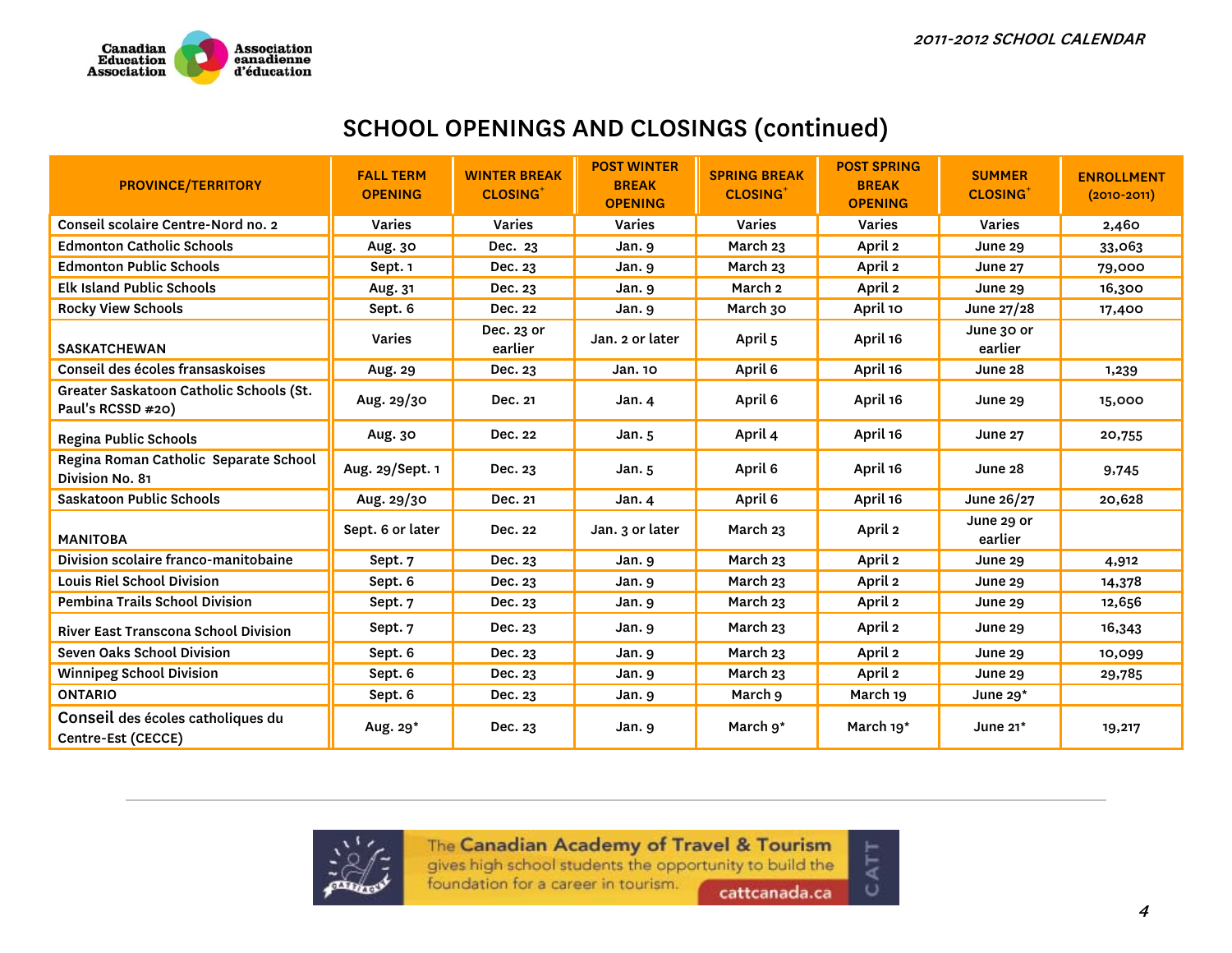## SCHOOL OPENINGS AND CLOSINGS (continued)

| PROVINCE/TERRITORY | FALL TERM OPENING | WINTER BREAK CLOSING[+] | POST WINTER BREAK OPENING | SPRING BREAK CLOSING[+] | POST SPRING BREAK OPENING | SUMMER CLOSING[+] | ENROLLMENT (2010-2011) |
|---|---|---|---|---|---|---|---|
| Conseil scolaire Centre-Nord no. 2 | Varies | Varies | Varies | Varies | Varies | Varies | 2,460 |
| Edmonton Catholic Schools | Aug. 30 | Dec. 23 | Jan. 9 | March 23 | April 2 | June 29 | 33,063 |
| Edmonton Public Schools | Sept. 1 | Dec. 23 | Jan. 9 | March 23 | April 2 | June 27 | 79,000 |
| Elk Island Public Schools | Aug. 31 | Dec. 23 | Jan. 9 | March 2 | April 2 | June 29 | 16,300 |
| Rocky View Schools | Sept. 6 | Dec. 22 | Jan. 9 | March 30 | April 10 | June 27/28 | 17,400 |
| SASKATCHEWAN | Varies | Dec. 23 or earlier | Jan. 2 or later | April 5 | April 16 | June 30 or earlier | |
| Conseil des écoles fransaskoises | Aug. 29 | Dec. 23 | Jan. 10 | April 6 | April 16 | June 28 | 1,239 |
| Greater Saskatoon Catholic Schools (St. Paul's RCSSD #20) | Aug. 29/30 | Dec. 21 | Jan. 4 | April 6 | April 16 | June 29 | 15,000 |
| Regina Public Schools | Aug. 30 | Dec. 22 | Jan. 5 | April 4 | April 16 | June 27 | 20,755 |
| Regina Roman Catholic Separate School Division No. 81 | Aug. 29/Sept. 1 | Dec. 23 | Jan. 5 | April 6 | April 16 | June 28 | 9,745 |
| Saskatoon Public Schools | Aug. 29/30 | Dec. 21 | Jan. 4 | April 6 | April 16 | June 26/27 | 20,628 |
| MANITOBA | Sept. 6 or later | Dec. 22 | Jan. 3 or later | March 23 | April 2 | June 29 or earlier | |
| Division scolaire franco-manitobaine | Sept. 7 | Dec. 23 | Jan. 9 | March 23 | April 2 | June 29 | 4,912 |
| Louis Riel School Division | Sept. 6 | Dec. 23 | Jan. 9 | March 23 | April 2 | June 29 | 14,378 |
| Pembina Trails School Division | Sept. 7 | Dec. 23 | Jan. 9 | March 23 | April 2 | June 29 | 12,656 |
| River East Transcona School Division | Sept. 7 | Dec. 23 | Jan. 9 | March 23 | April 2 | June 29 | 16,343 |
| Seven Oaks School Division | Sept. 6 | Dec. 23 | Jan. 9 | March 23 | April 2 | June 29 | 10,099 |
| Winnipeg School Division | Sept. 6 | Dec. 23 | Jan. 9 | March 23 | April 2 | June 29 | 29,785 |
| ONTARIO | Sept. 6 | Dec. 23 | Jan. 9 | March 9 | March 19 | June 29* | |
| Conseil des écoles catholiques du Centre-Est (CECCE) | Aug. 29* | Dec. 23 | Jan. 9 | March 9* | March 19* | June 21* | 19,217 |

The Canadian Academy of Travel & Tourism gives high school students the opportunity to build the foundation for a career in tourism. cattcanada.ca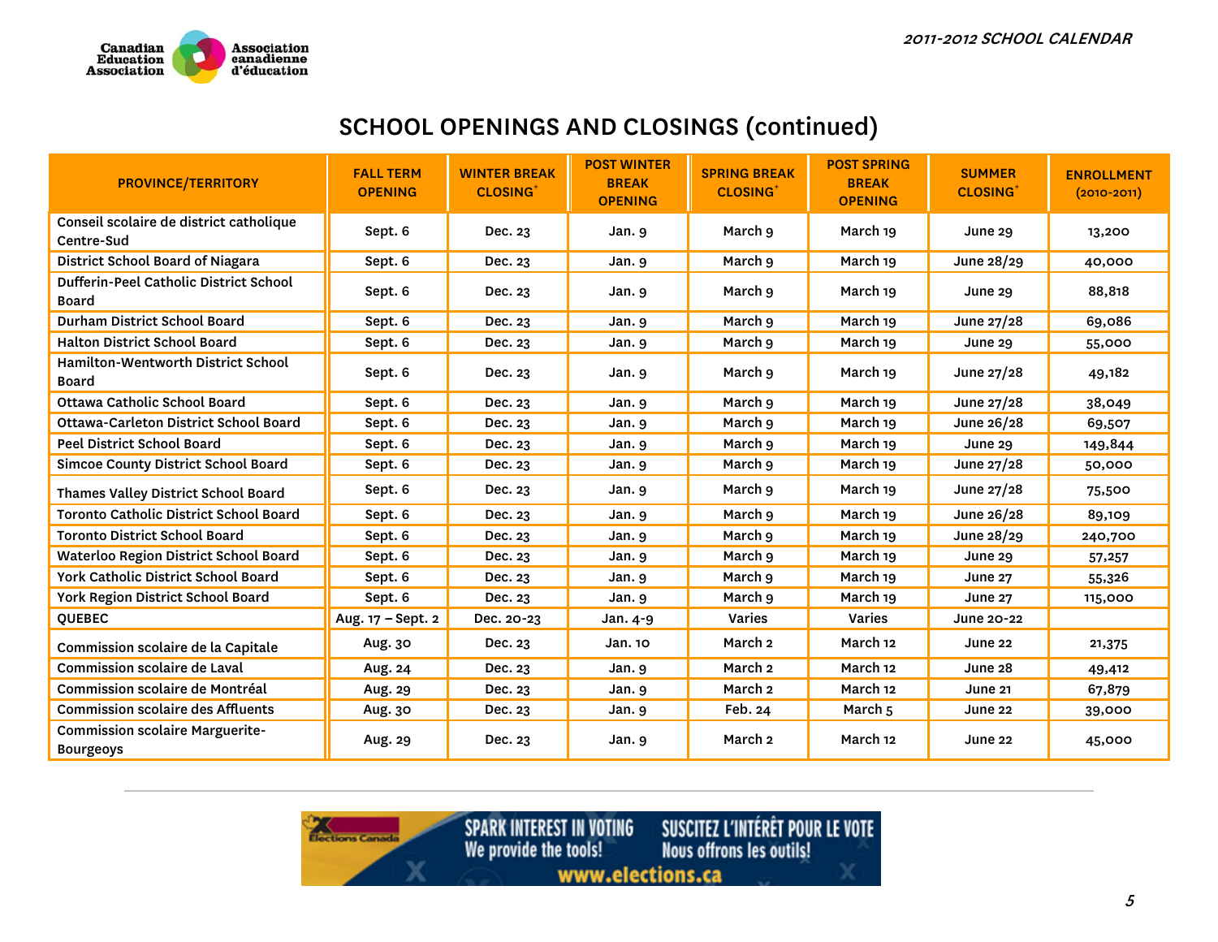## SCHOOL OPENINGS AND CLOSINGS (continued)

| PROVINCE/TERRITORY | FALL TERM OPENING | WINTER BREAK CLOSING+ | POST WINTER BREAK OPENING | SPRING BREAK CLOSING+ | POST SPRING BREAK OPENING | SUMMER CLOSING+ | ENROLLMENT (2010-2011) |
|---|---|---|---|---|---|---|---|
| Conseil scolaire de district catholique Centre-Sud | Sept. 6 | Dec. 23 | Jan. 9 | March 9 | March 19 | June 29 | 13,200 |
| District School Board of Niagara | Sept. 6 | Dec. 23 | Jan. 9 | March 9 | March 19 | June 28/29 | 40,000 |
| Dufferin-Peel Catholic District School Board | Sept. 6 | Dec. 23 | Jan. 9 | March 9 | March 19 | June 29 | 88,818 |
| Durham District School Board | Sept. 6 | Dec. 23 | Jan. 9 | March 9 | March 19 | June 27/28 | 69,086 |
| Halton District School Board | Sept. 6 | Dec. 23 | Jan. 9 | March 9 | March 19 | June 29 | 55,000 |
| Hamilton-Wentworth District School Board | Sept. 6 | Dec. 23 | Jan. 9 | March 9 | March 19 | June 27/28 | 49,182 |
| Ottawa Catholic School Board | Sept. 6 | Dec. 23 | Jan. 9 | March 9 | March 19 | June 27/28 | 38,049 |
| Ottawa-Carleton District School Board | Sept. 6 | Dec. 23 | Jan. 9 | March 9 | March 19 | June 26/28 | 69,507 |
| Peel District School Board | Sept. 6 | Dec. 23 | Jan. 9 | March 9 | March 19 | June 29 | 149,844 |
| Simcoe County District School Board | Sept. 6 | Dec. 23 | Jan. 9 | March 9 | March 19 | June 27/28 | 50,000 |
| Thames Valley District School Board | Sept. 6 | Dec. 23 | Jan. 9 | March 9 | March 19 | June 27/28 | 75,500 |
| Toronto Catholic District School Board | Sept. 6 | Dec. 23 | Jan. 9 | March 9 | March 19 | June 26/28 | 89,109 |
| Toronto District School Board | Sept. 6 | Dec. 23 | Jan. 9 | March 9 | March 19 | June 28/29 | 240,700 |
| Waterloo Region District School Board | Sept. 6 | Dec. 23 | Jan. 9 | March 9 | March 19 | June 29 | 57,257 |
| York Catholic District School Board | Sept. 6 | Dec. 23 | Jan. 9 | March 9 | March 19 | June 27 | 55,326 |
| York Region District School Board | Sept. 6 | Dec. 23 | Jan. 9 | March 9 | March 19 | June 27 | 115,000 |
| QUEBEC | Aug. 17 – Sept. 2 | Dec. 20-23 | Jan. 4-9 | Varies | Varies | June 20-22 | |
| Commission scolaire de la Capitale | Aug. 30 | Dec. 23 | Jan. 10 | March 2 | March 12 | June 22 | 21,375 |
| Commission scolaire de Laval | Aug. 24 | Dec. 23 | Jan. 9 | March 2 | March 12 | June 28 | 49,412 |
| Commission scolaire de Montréal | Aug. 29 | Dec. 23 | Jan. 9 | March 2 | March 12 | June 21 | 67,879 |
| Commission scolaire des Affluents | Aug. 30 | Dec. 23 | Jan. 9 | Feb. 24 | March 5 | June 22 | 39,000 |
| Commission scolaire Marguerite-Bourgeoys | Aug. 29 | Dec. 23 | Jan. 9 | March 2 | March 12 | June 22 | 45,000 |

SPARK INTEREST IN VOTING — We provide the tools! SUSCITEZ L'INTÉRÊT POUR LE VOTE — Nous offrons les outils! www.elections.ca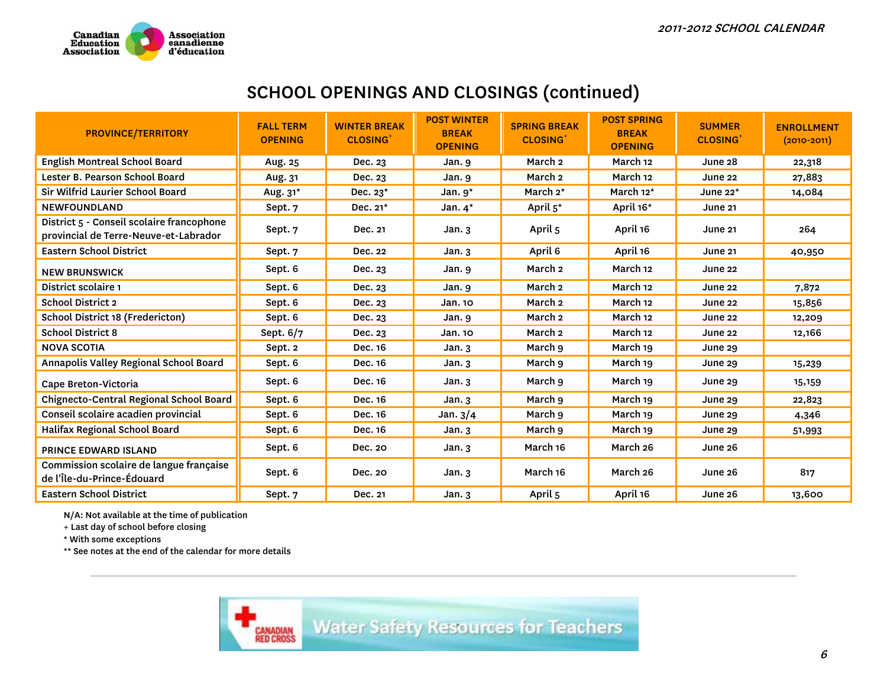## SCHOOL OPENINGS AND CLOSINGS (continued)

| PROVINCE/TERRITORY | FALL TERM OPENING | WINTER BREAK CLOSING+ | POST WINTER BREAK OPENING | SPRING BREAK CLOSING+ | POST SPRING BREAK OPENING | SUMMER CLOSING+ | ENROLLMENT (2010-2011) |
|---|---|---|---|---|---|---|---|
| English Montreal School Board | Aug. 25 | Dec. 23 | Jan. 9 | March 2 | March 12 | June 28 | 22,318 |
| Lester B. Pearson School Board | Aug. 31 | Dec. 23 | Jan. 9 | March 2 | March 12 | June 22 | 27,883 |
| Sir Wilfrid Laurier School Board | Aug. 31* | Dec. 23* | Jan. 9* | March 2* | March 12* | June 22* | 14,084 |
| NEWFOUNDLAND | Sept. 7 | Dec. 21* | Jan. 4* | April 5* | April 16* | June 21 | |
| District 5 - Conseil scolaire francophone provincial de Terre-Neuve-et-Labrador | Sept. 7 | Dec. 21 | Jan. 3 | April 5 | April 16 | June 21 | 264 |
| Eastern School District | Sept. 7 | Dec. 22 | Jan. 3 | April 6 | April 16 | June 21 | 40,950 |
| NEW BRUNSWICK | Sept. 6 | Dec. 23 | Jan. 9 | March 2 | March 12 | June 22 | |
| District scolaire 1 | Sept. 6 | Dec. 23 | Jan. 9 | March 2 | March 12 | June 22 | 7,872 |
| School District 2 | Sept. 6 | Dec. 23 | Jan. 10 | March 2 | March 12 | June 22 | 15,856 |
| School District 18 (Fredericton) | Sept. 6 | Dec. 23 | Jan. 9 | March 2 | March 12 | June 22 | 12,209 |
| School District 8 | Sept. 6/7 | Dec. 23 | Jan. 10 | March 2 | March 12 | June 22 | 12,166 |
| NOVA SCOTIA | Sept. 2 | Dec. 16 | Jan. 3 | March 9 | March 19 | June 29 | |
| Annapolis Valley Regional School Board | Sept. 6 | Dec. 16 | Jan. 3 | March 9 | March 19 | June 29 | 15,239 |
| Cape Breton-Victoria | Sept. 6 | Dec. 16 | Jan. 3 | March 9 | March 19 | June 29 | 15,159 |
| Chignecto-Central Regional School Board | Sept. 6 | Dec. 16 | Jan. 3 | March 9 | March 19 | June 29 | 22,823 |
| Conseil scolaire acadien provincial | Sept. 6 | Dec. 16 | Jan. 3/4 | March 9 | March 19 | June 29 | 4,346 |
| Halifax Regional School Board | Sept. 6 | Dec. 16 | Jan. 3 | March 9 | March 19 | June 29 | 51,993 |
| PRINCE EDWARD ISLAND | Sept. 6 | Dec. 20 | Jan. 3 | March 16 | March 26 | June 26 | |
| Commission scolaire de langue française de l'Île-du-Prince-Édouard | Sept. 6 | Dec. 20 | Jan. 3 | March 16 | March 26 | June 26 | 817 |
| Eastern School District | Sept. 7 | Dec. 21 | Jan. 3 | April 5 | April 16 | June 26 | 13,600 |

N/A: Not available at the time of publication
+ Last day of school before closing
* With some exceptions
** See notes at the end of the calendar for more details

Canadian Red Cross — Water Safety Resources for Teachers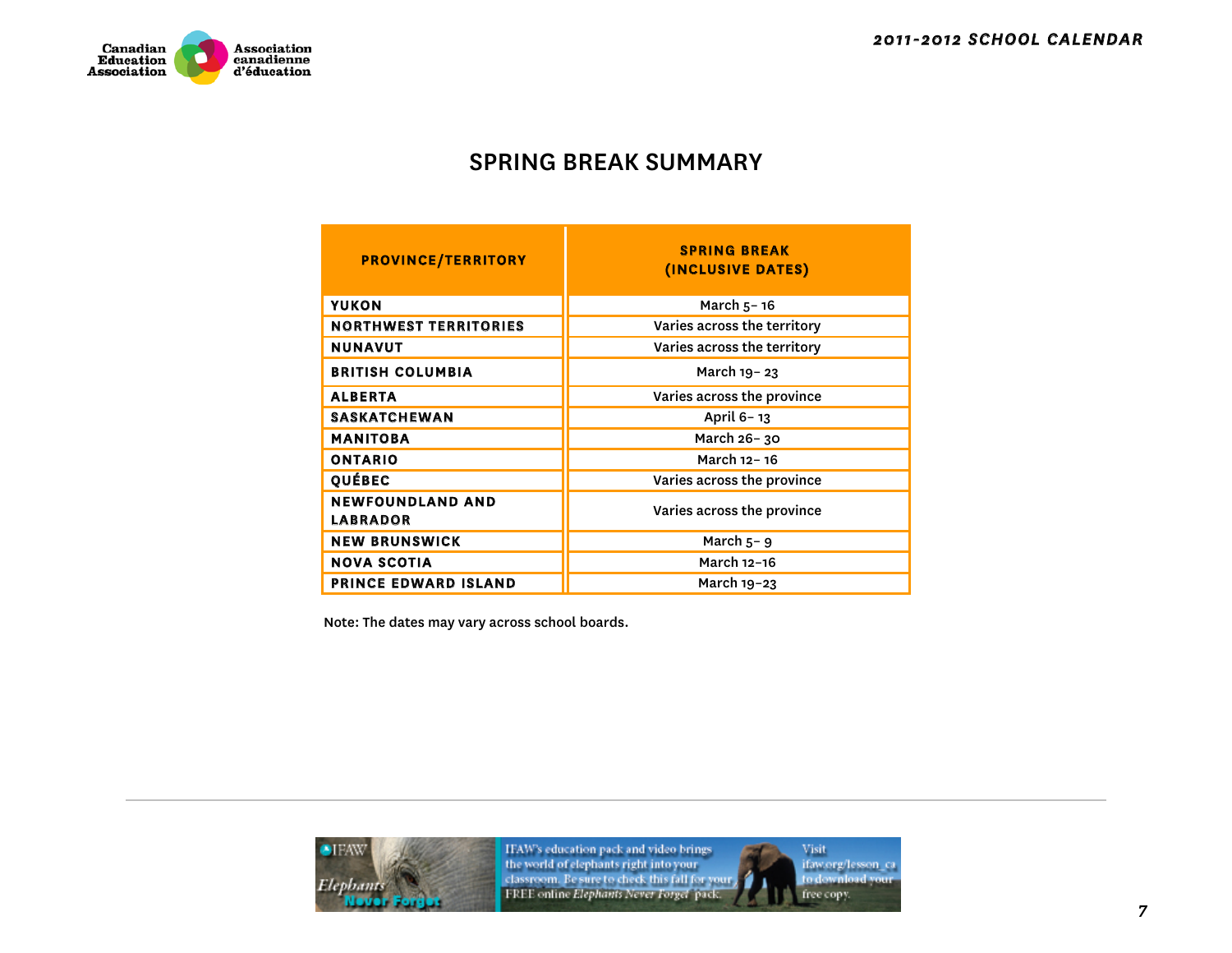## SPRING BREAK SUMMARY

| PROVINCE/TERRITORY | SPRING BREAK (INCLUSIVE DATES) |
|---|---|
| YUKON | March 5– 16 |
| NORTHWEST TERRITORIES | Varies across the territory |
| NUNAVUT | Varies across the territory |
| BRITISH COLUMBIA | March 19– 23 |
| ALBERTA | Varies across the province |
| SASKATCHEWAN | April 6– 13 |
| MANITOBA | March 26– 30 |
| ONTARIO | March 12– 16 |
| QUÉBEC | Varies across the province |
| NEWFOUNDLAND AND LABRADOR | Varies across the province |
| NEW BRUNSWICK | March 5– 9 |
| NOVA SCOTIA | March 12–16 |
| PRINCE EDWARD ISLAND | March 19–23 |

Note: The dates may vary across school boards.

IFAW *Elephants Never Forget*

IFAW's education pack and video brings the world of elephants right into your classroom. Be sure to check this fall for your FREE online *Elephants Never Forget* pack.

Visit ifaw.org/lesson_ca to download your free copy.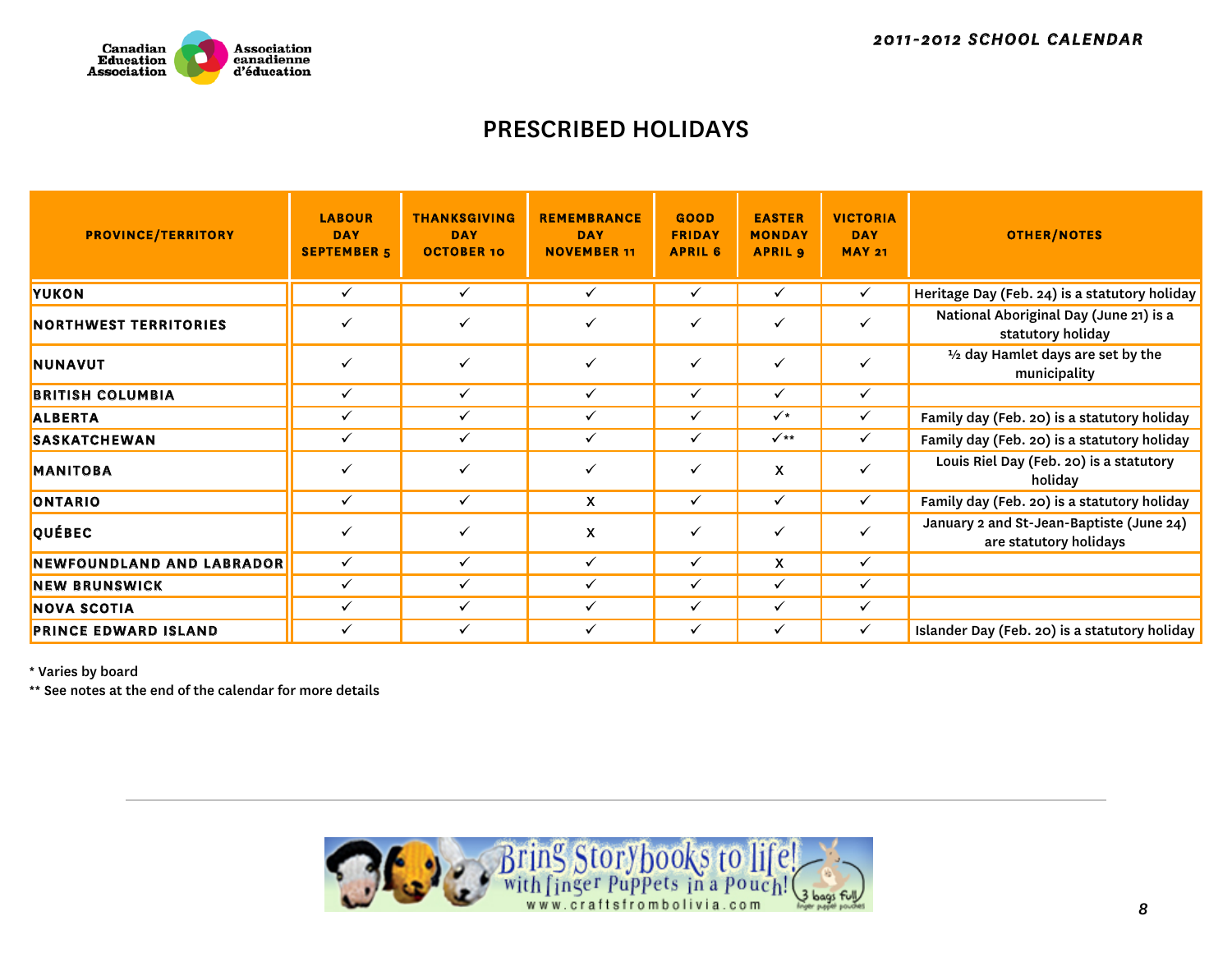## PRESCRIBED HOLIDAYS

| PROVINCE/TERRITORY | LABOUR DAY SEPTEMBER 5 | THANKSGIVING DAY OCTOBER 10 | REMEMBRANCE DAY NOVEMBER 11 | GOOD FRIDAY APRIL 6 | EASTER MONDAY APRIL 9 | VICTORIA DAY MAY 21 | OTHER/NOTES |
|---|---|---|---|---|---|---|---|
| YUKON | ✓ | ✓ | ✓ | ✓ | ✓ | ✓ | Heritage Day (Feb. 24) is a statutory holiday |
| NORTHWEST TERRITORIES | ✓ | ✓ | ✓ | ✓ | ✓ | ✓ | National Aboriginal Day (June 21) is a statutory holiday |
| NUNAVUT | ✓ | ✓ | ✓ | ✓ | ✓ | ✓ | ½ day Hamlet days are set by the municipality |
| BRITISH COLUMBIA | ✓ | ✓ | ✓ | ✓ | ✓ | ✓ | |
| ALBERTA | ✓ | ✓ | ✓ | ✓ | ✓* | ✓ | Family day (Feb. 20) is a statutory holiday |
| SASKATCHEWAN | ✓ | ✓ | ✓ | ✓ | ✓** | ✓ | Family day (Feb. 20) is a statutory holiday |
| MANITOBA | ✓ | ✓ | ✓ | ✓ | X | ✓ | Louis Riel Day (Feb. 20) is a statutory holiday |
| ONTARIO | ✓ | ✓ | X | ✓ | ✓ | ✓ | Family day (Feb. 20) is a statutory holiday |
| QUÉBEC | ✓ | ✓ | X | ✓ | ✓ | ✓ | January 2 and St-Jean-Baptiste (June 24) are statutory holidays |
| NEWFOUNDLAND AND LABRADOR | ✓ | ✓ | ✓ | ✓ | X | ✓ | |
| NEW BRUNSWICK | ✓ | ✓ | ✓ | ✓ | ✓ | ✓ | |
| NOVA SCOTIA | ✓ | ✓ | ✓ | ✓ | ✓ | ✓ | |
| PRINCE EDWARD ISLAND | ✓ | ✓ | ✓ | ✓ | ✓ | ✓ | Islander Day (Feb. 20) is a statutory holiday |

* Varies by board

** See notes at the end of the calendar for more details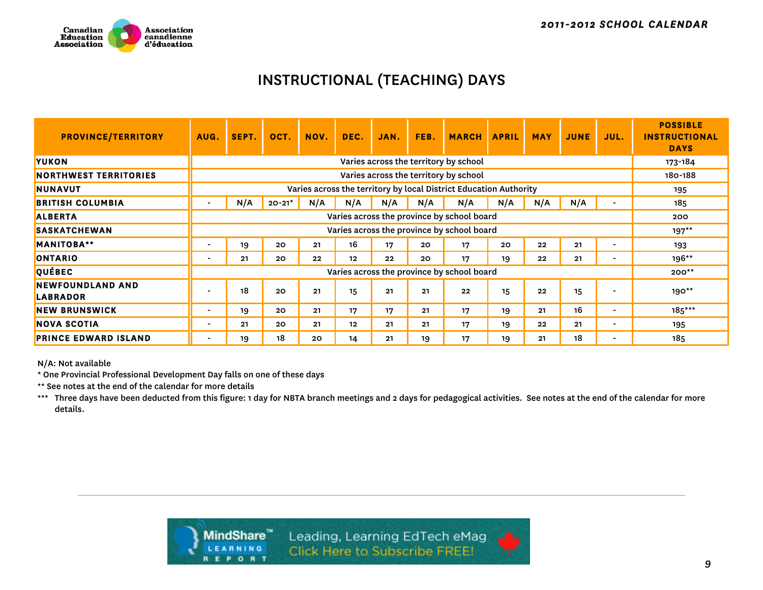# INSTRUCTIONAL (TEACHING) DAYS

| PROVINCE/TERRITORY | AUG. | SEPT. | OCT. | NOV. | DEC. | JAN. | FEB. | MARCH | APRIL | MAY | JUNE | JUL. | POSSIBLE INSTRUCTIONAL DAYS |
|---|---|---|---|---|---|---|---|---|---|---|---|---|---|
| YUKON | Varies across the territory by school | | | | | | | | | | | | 173-184 |
| NORTHWEST TERRITORIES | Varies across the territory by school | | | | | | | | | | | | 180-188 |
| NUNAVUT | Varies across the territory by local District Education Authority | | | | | | | | | | | | 195 |
| BRITISH COLUMBIA | - | N/A | 20-21* | N/A | N/A | N/A | N/A | N/A | N/A | N/A | N/A | - | 185 |
| ALBERTA | Varies across the province by school board | | | | | | | | | | | | 200 |
| SASKATCHEWAN | Varies across the province by school board | | | | | | | | | | | | 197** |
| MANITOBA** | - | 19 | 20 | 21 | 16 | 17 | 20 | 17 | 20 | 22 | 21 | - | 193 |
| ONTARIO | - | 21 | 20 | 22 | 12 | 22 | 20 | 17 | 19 | 22 | 21 | - | 196** |
| QUÉBEC | Varies across the province by school board | | | | | | | | | | | | 200** |
| NEWFOUNDLAND AND LABRADOR | - | 18 | 20 | 21 | 15 | 21 | 21 | 22 | 15 | 22 | 15 | - | 190** |
| NEW BRUNSWICK | - | 19 | 20 | 21 | 17 | 17 | 21 | 17 | 19 | 21 | 16 | - | 185*** |
| NOVA SCOTIA | - | 21 | 20 | 21 | 12 | 21 | 21 | 17 | 19 | 22 | 21 | - | 195 |
| PRINCE EDWARD ISLAND | - | 19 | 18 | 20 | 14 | 21 | 19 | 17 | 19 | 21 | 18 | - | 185 |

N/A: Not available

* One Provincial Professional Development Day falls on one of these days

** See notes at the end of the calendar for more details

*** Three days have been deducted from this figure: 1 day for NBTA branch meetings and 2 days for pedagogical activities. See notes at the end of the calendar for more details.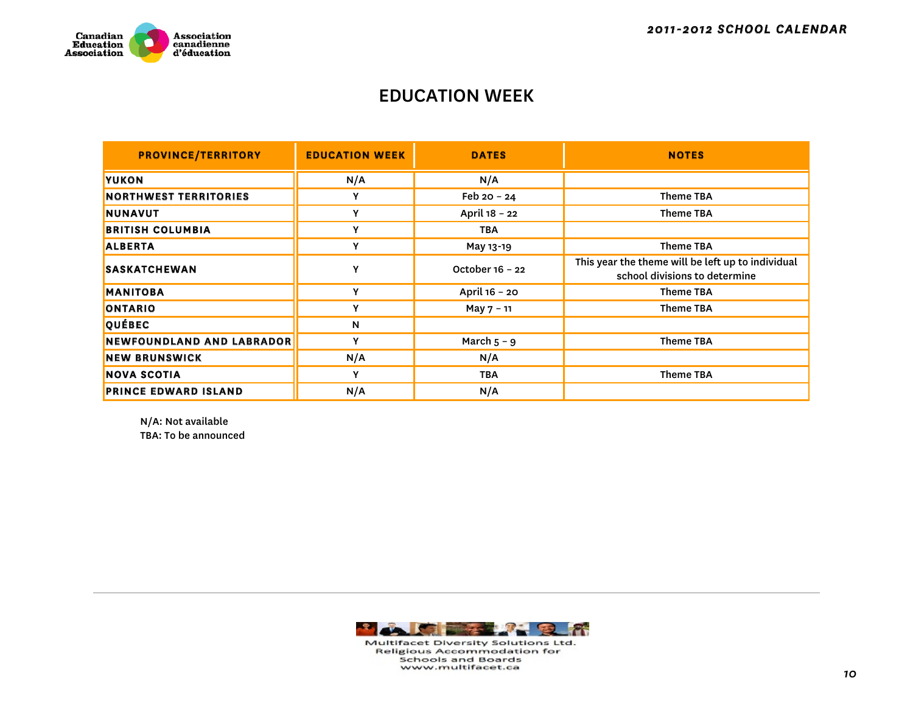## EDUCATION WEEK

| PROVINCE/TERRITORY | EDUCATION WEEK | DATES | NOTES |
|---|---|---|---|
| YUKON | N/A | N/A | |
| NORTHWEST TERRITORIES | Y | Feb 20 – 24 | Theme TBA |
| NUNAVUT | Y | April 18 – 22 | Theme TBA |
| BRITISH COLUMBIA | Y | TBA | |
| ALBERTA | Y | May 13-19 | Theme TBA |
| SASKATCHEWAN | Y | October 16 – 22 | This year the theme will be left up to individual school divisions to determine |
| MANITOBA | Y | April 16 – 20 | Theme TBA |
| ONTARIO | Y | May 7 – 11 | Theme TBA |
| QUÉBEC | N | | |
| NEWFOUNDLAND AND LABRADOR | Y | March 5 – 9 | Theme TBA |
| NEW BRUNSWICK | N/A | N/A | |
| NOVA SCOTIA | Y | TBA | Theme TBA |
| PRINCE EDWARD ISLAND | N/A | N/A | |

N/A: Not available
TBA: To be announced

Multifacet Diversity Solutions Ltd.
Religious Accommodation for Schools and Boards
www.multifacet.ca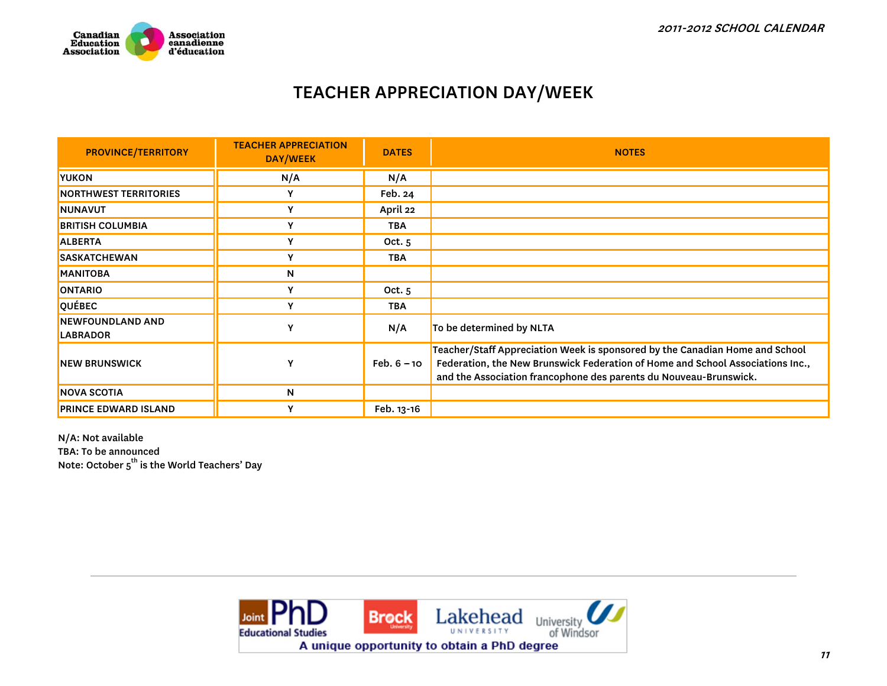# TEACHER APPRECIATION DAY/WEEK

| PROVINCE/TERRITORY | TEACHER APPRECIATION DAY/WEEK | DATES | NOTES |
|---|---|---|---|
| YUKON | N/A | N/A | |
| NORTHWEST TERRITORIES | Y | Feb. 24 | |
| NUNAVUT | Y | April 22 | |
| BRITISH COLUMBIA | Y | TBA | |
| ALBERTA | Y | Oct. 5 | |
| SASKATCHEWAN | Y | TBA | |
| MANITOBA | N | | |
| ONTARIO | Y | Oct. 5 | |
| QUÉBEC | Y | TBA | |
| NEWFOUNDLAND AND LABRADOR | Y | N/A | To be determined by NLTA |
| NEW BRUNSWICK | Y | Feb. 6 – 10 | Teacher/Staff Appreciation Week is sponsored by the Canadian Home and School Federation, the New Brunswick Federation of Home and School Associations Inc., and the Association francophone des parents du Nouveau-Brunswick. |
| NOVA SCOTIA | N | | |
| PRINCE EDWARD ISLAND | Y | Feb. 13-16 | |

N/A: Not available
TBA: To be announced
Note: October 5th is the World Teachers' Day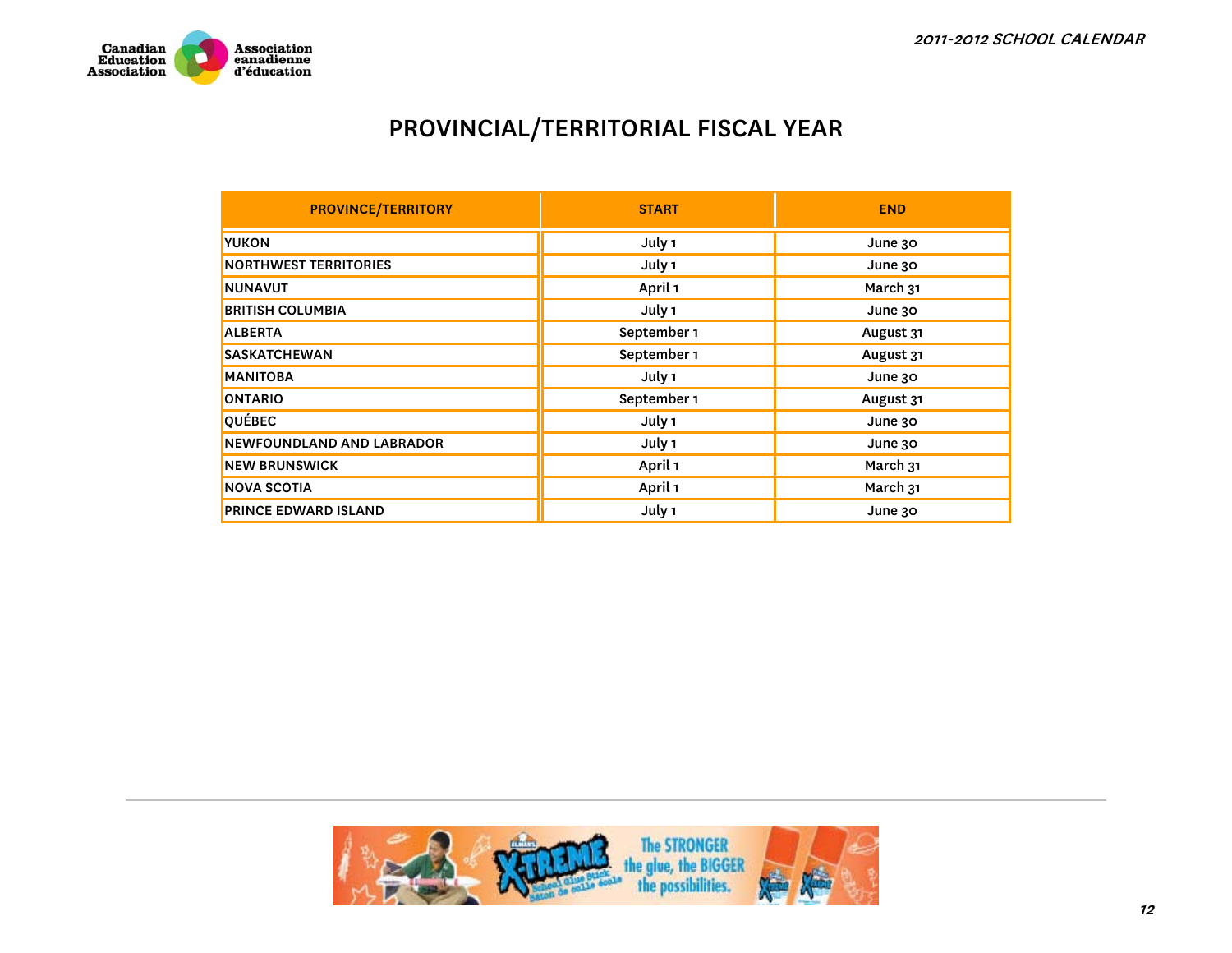# PROVINCIAL/TERRITORIAL FISCAL YEAR

| PROVINCE/TERRITORY | START | END |
|---|---|---|
| YUKON | July 1 | June 30 |
| NORTHWEST TERRITORIES | July 1 | June 30 |
| NUNAVUT | April 1 | March 31 |
| BRITISH COLUMBIA | July 1 | June 30 |
| ALBERTA | September 1 | August 31 |
| SASKATCHEWAN | September 1 | August 31 |
| MANITOBA | July 1 | June 30 |
| ONTARIO | September 1 | August 31 |
| QUÉBEC | July 1 | June 30 |
| NEWFOUNDLAND AND LABRADOR | July 1 | June 30 |
| NEW BRUNSWICK | April 1 | March 31 |
| NOVA SCOTIA | April 1 | March 31 |
| PRINCE EDWARD ISLAND | July 1 | June 30 |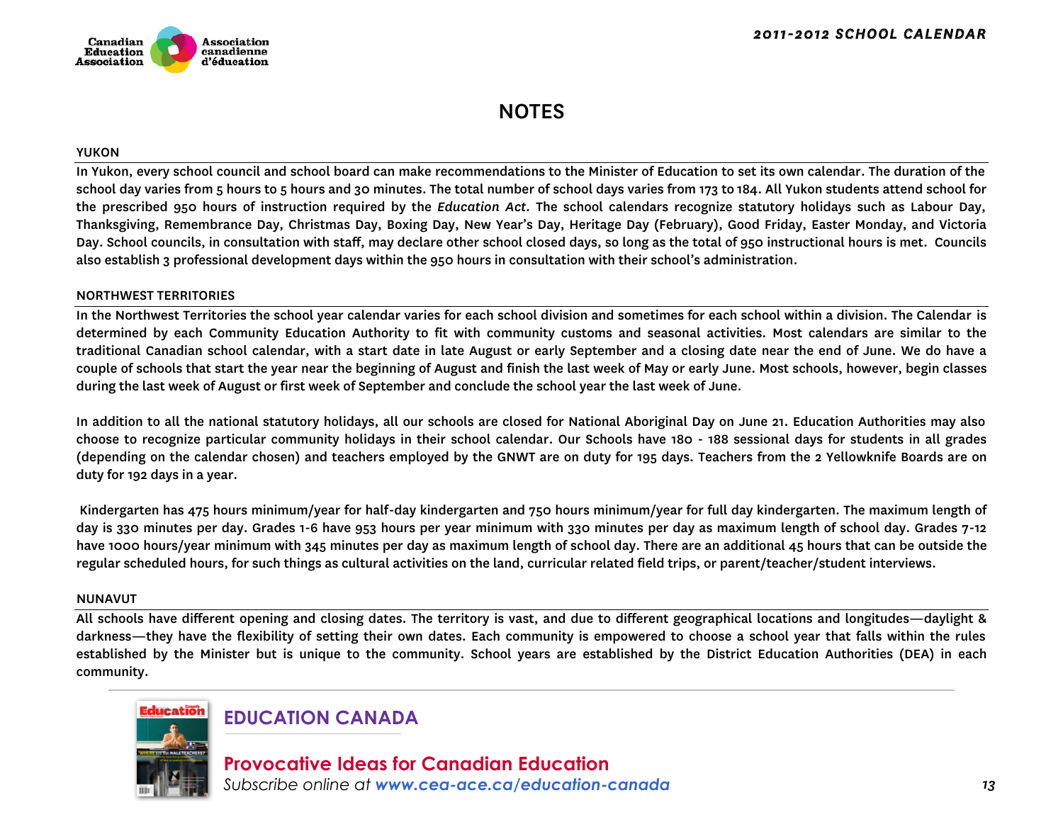# NOTES

## YUKON

In Yukon, every school council and school board can make recommendations to the Minister of Education to set its own calendar. The duration of the school day varies from 5 hours to 5 hours and 30 minutes. The total number of school days varies from 173 to 184. All Yukon students attend school for the prescribed 950 hours of instruction required by the *Education Act*. The school calendars recognize statutory holidays such as Labour Day, Thanksgiving, Remembrance Day, Christmas Day, Boxing Day, New Year's Day, Heritage Day (February), Good Friday, Easter Monday, and Victoria Day. School councils, in consultation with staff, may declare other school closed days, so long as the total of 950 instructional hours is met. Councils also establish 3 professional development days within the 950 hours in consultation with their school's administration.

## NORTHWEST TERRITORIES

In the Northwest Territories the school year calendar varies for each school division and sometimes for each school within a division. The Calendar is determined by each Community Education Authority to fit with community customs and seasonal activities. Most calendars are similar to the traditional Canadian school calendar, with a start date in late August or early September and a closing date near the end of June. We do have a couple of schools that start the year near the beginning of August and finish the last week of May or early June. Most schools, however, begin classes during the last week of August or first week of September and conclude the school year the last week of June.

In addition to all the national statutory holidays, all our schools are closed for National Aboriginal Day on June 21. Education Authorities may also choose to recognize particular community holidays in their school calendar. Our Schools have 180 - 188 sessional days for students in all grades (depending on the calendar chosen) and teachers employed by the GNWT are on duty for 195 days. Teachers from the 2 Yellowknife Boards are on duty for 192 days in a year.

Kindergarten has 475 hours minimum/year for half-day kindergarten and 750 hours minimum/year for full day kindergarten. The maximum length of day is 330 minutes per day. Grades 1-6 have 953 hours per year minimum with 330 minutes per day as maximum length of school day. Grades 7-12 have 1000 hours/year minimum with 345 minutes per day as maximum length of school day. There are an additional 45 hours that can be outside the regular scheduled hours, for such things as cultural activities on the land, curricular related field trips, or parent/teacher/student interviews.

## NUNAVUT

All schools have different opening and closing dates. The territory is vast, and due to different geographical locations and longitudes—daylight & darkness—they have the flexibility of setting their own dates. Each community is empowered to choose a school year that falls within the rules established by the Minister but is unique to the community. School years are established by the District Education Authorities (DEA) in each community.

**EDUCATION CANADA**

**Provocative Ideas for Canadian Education**

*Subscribe online at* ***www.cea-ace.ca/education-canada***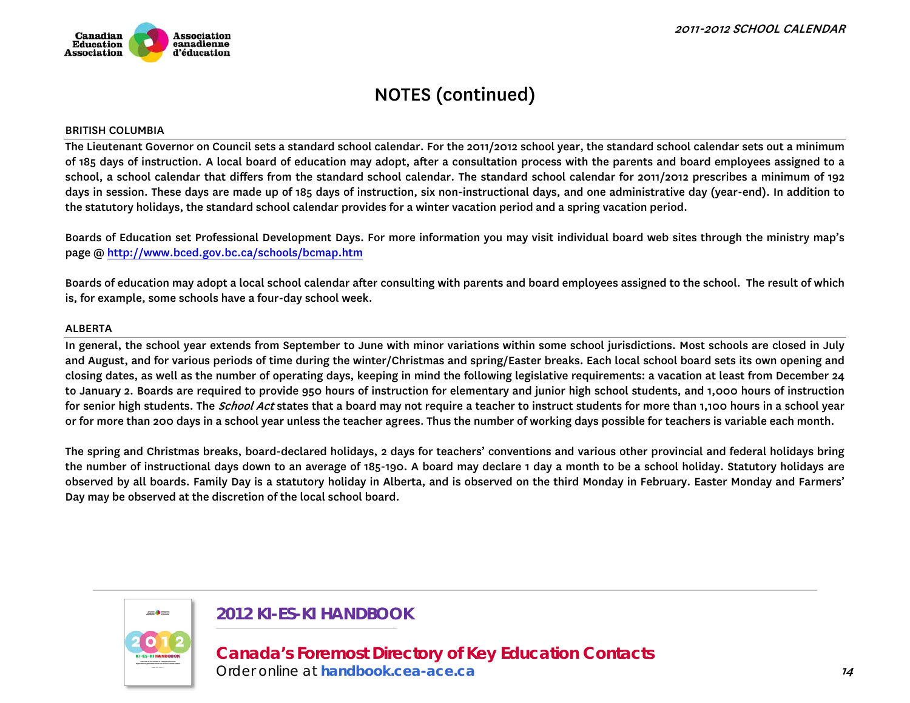# NOTES (continued)

## BRITISH COLUMBIA

The Lieutenant Governor on Council sets a standard school calendar. For the 2011/2012 school year, the standard school calendar sets out a minimum of 185 days of instruction. A local board of education may adopt, after a consultation process with the parents and board employees assigned to a school, a school calendar that differs from the standard school calendar. The standard school calendar for 2011/2012 prescribes a minimum of 192 days in session. These days are made up of 185 days of instruction, six non-instructional days, and one administrative day (year-end). In addition to the statutory holidays, the standard school calendar provides for a winter vacation period and a spring vacation period.

Boards of Education set Professional Development Days. For more information you may visit individual board web sites through the ministry map's page @ http://www.bced.gov.bc.ca/schools/bcmap.htm

Boards of education may adopt a local school calendar after consulting with parents and board employees assigned to the school. The result of which is, for example, some schools have a four-day school week.

## ALBERTA

In general, the school year extends from September to June with minor variations within some school jurisdictions. Most schools are closed in July and August, and for various periods of time during the winter/Christmas and spring/Easter breaks. Each local school board sets its own opening and closing dates, as well as the number of operating days, keeping in mind the following legislative requirements: a vacation at least from December 24 to January 2. Boards are required to provide 950 hours of instruction for elementary and junior high school students, and 1,000 hours of instruction for senior high students. The *School Act* states that a board may not require a teacher to instruct students for more than 1,100 hours in a school year or for more than 200 days in a school year unless the teacher agrees. Thus the number of working days possible for teachers is variable each month.

The spring and Christmas breaks, board-declared holidays, 2 days for teachers' conventions and various other provincial and federal holidays bring the number of instructional days down to an average of 185-190. A board may declare 1 day a month to be a school holiday. Statutory holidays are observed by all boards. Family Day is a statutory holiday in Alberta, and is observed on the third Monday in February. Easter Monday and Farmers' Day may be observed at the discretion of the local school board.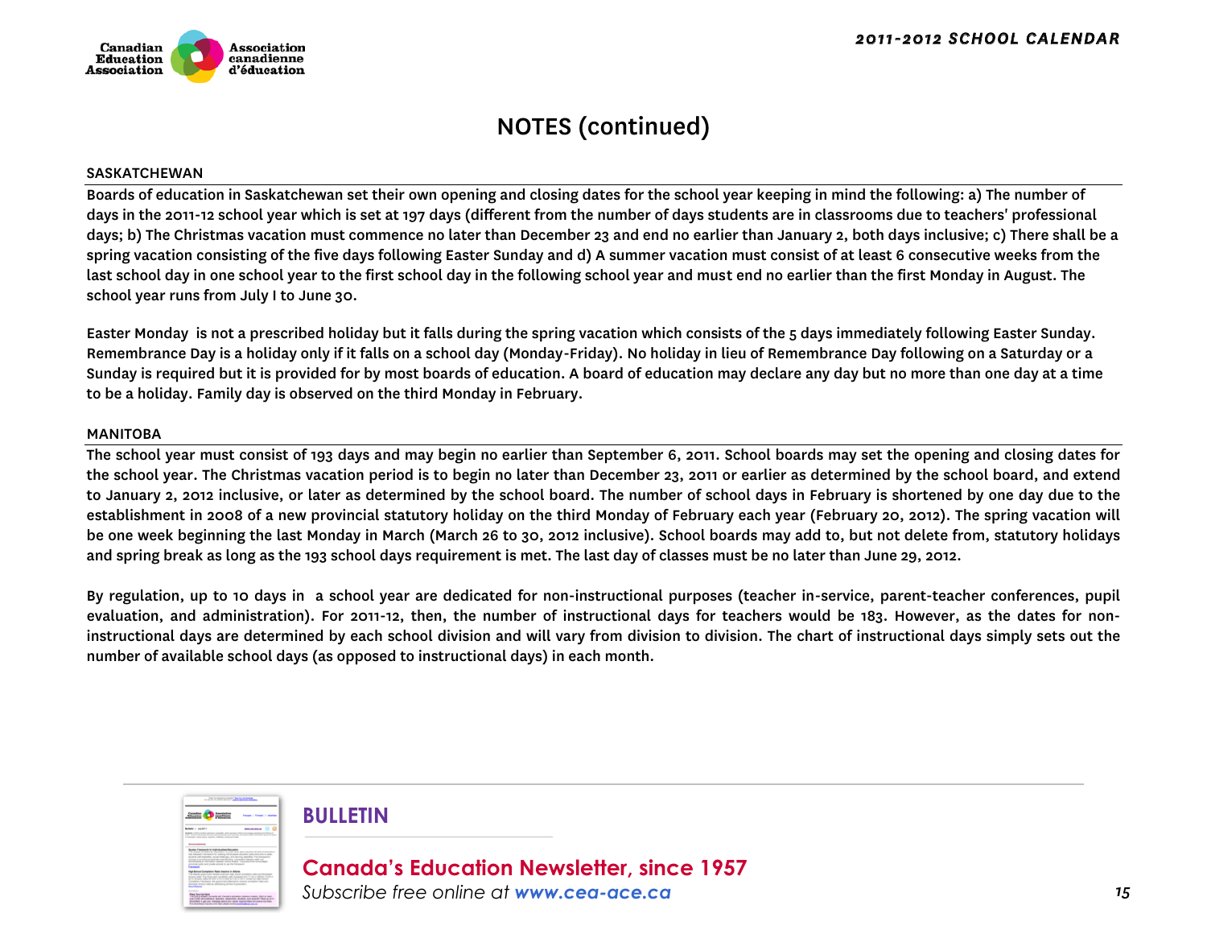# NOTES (continued)

## SASKATCHEWAN

Boards of education in Saskatchewan set their own opening and closing dates for the school year keeping in mind the following: a) The number of days in the 2011-12 school year which is set at 197 days (different from the number of days students are in classrooms due to teachers' professional days; b) The Christmas vacation must commence no later than December 23 and end no earlier than January 2, both days inclusive; c) There shall be a spring vacation consisting of the five days following Easter Sunday and d) A summer vacation must consist of at least 6 consecutive weeks from the last school day in one school year to the first school day in the following school year and must end no earlier than the first Monday in August. The school year runs from July I to June 30.

Easter Monday is not a prescribed holiday but it falls during the spring vacation which consists of the 5 days immediately following Easter Sunday. Remembrance Day is a holiday only if it falls on a school day (Monday-Friday). No holiday in lieu of Remembrance Day following on a Saturday or a Sunday is required but it is provided for by most boards of education. A board of education may declare any day but no more than one day at a time to be a holiday. Family day is observed on the third Monday in February.

## MANITOBA

The school year must consist of 193 days and may begin no earlier than September 6, 2011. School boards may set the opening and closing dates for the school year. The Christmas vacation period is to begin no later than December 23, 2011 or earlier as determined by the school board, and extend to January 2, 2012 inclusive, or later as determined by the school board. The number of school days in February is shortened by one day due to the establishment in 2008 of a new provincial statutory holiday on the third Monday of February each year (February 20, 2012). The spring vacation will be one week beginning the last Monday in March (March 26 to 30, 2012 inclusive). School boards may add to, but not delete from, statutory holidays and spring break as long as the 193 school days requirement is met. The last day of classes must be no later than June 29, 2012.

By regulation, up to 10 days in a school year are dedicated for non-instructional purposes (teacher in-service, parent-teacher conferences, pupil evaluation, and administration). For 2011-12, then, the number of instructional days for teachers would be 183. However, as the dates for non-instructional days are determined by each school division and will vary from division to division. The chart of instructional days simply sets out the number of available school days (as opposed to instructional days) in each month.

**BULLETIN**

**Canada's Education Newsletter, since 1957**

*Subscribe free online at **www.cea-ace.ca***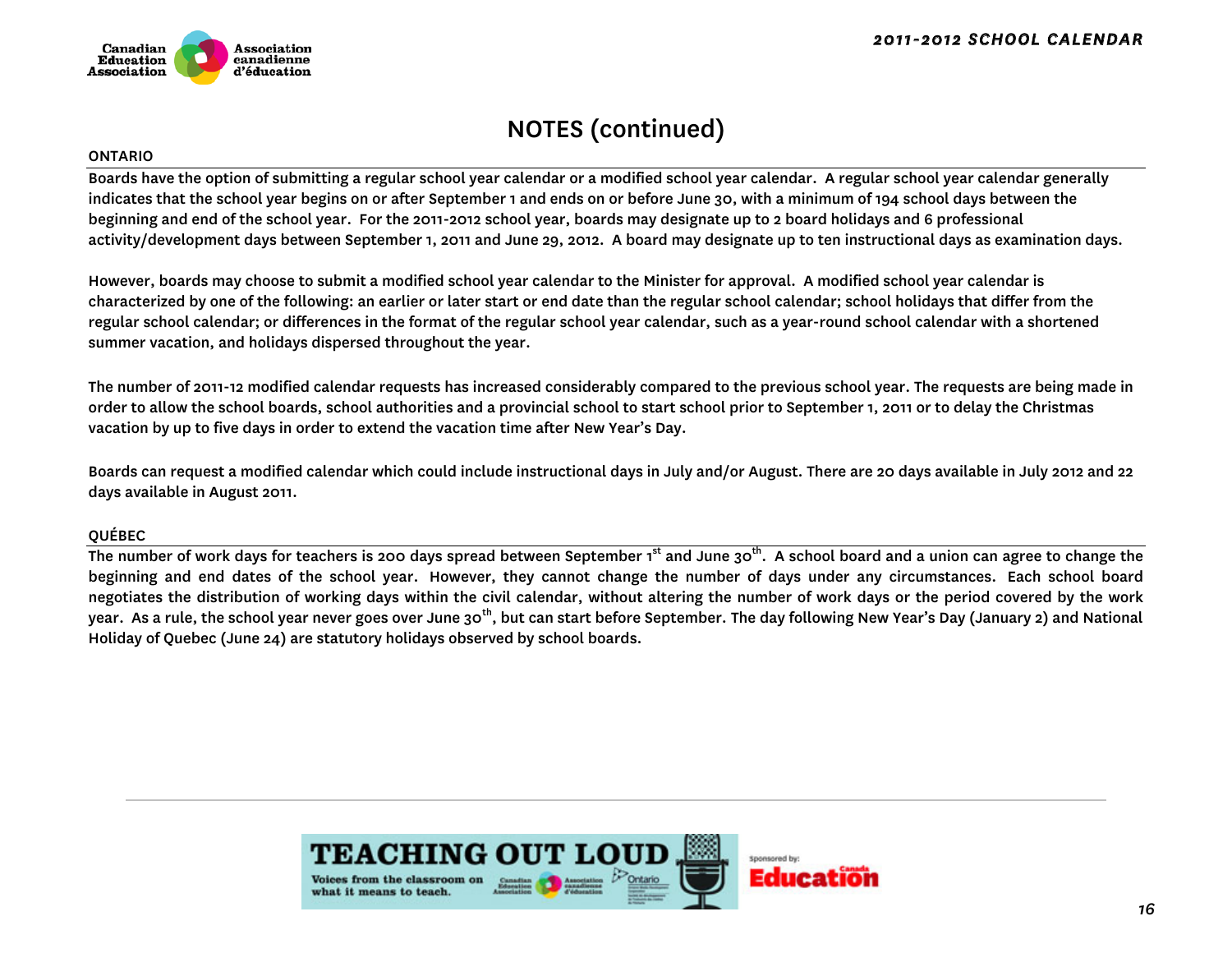# NOTES (continued)

## ONTARIO

Boards have the option of submitting a regular school year calendar or a modified school year calendar. A regular school year calendar generally indicates that the school year begins on or after September 1 and ends on or before June 30, with a minimum of 194 school days between the beginning and end of the school year. For the 2011-2012 school year, boards may designate up to 2 board holidays and 6 professional activity/development days between September 1, 2011 and June 29, 2012. A board may designate up to ten instructional days as examination days.

However, boards may choose to submit a modified school year calendar to the Minister for approval. A modified school year calendar is characterized by one of the following: an earlier or later start or end date than the regular school calendar; school holidays that differ from the regular school calendar; or differences in the format of the regular school year calendar, such as a year-round school calendar with a shortened summer vacation, and holidays dispersed throughout the year.

The number of 2011-12 modified calendar requests has increased considerably compared to the previous school year. The requests are being made in order to allow the school boards, school authorities and a provincial school to start school prior to September 1, 2011 or to delay the Christmas vacation by up to five days in order to extend the vacation time after New Year's Day.

Boards can request a modified calendar which could include instructional days in July and/or August. There are 20 days available in July 2012 and 22 days available in August 2011.

## QUÉBEC

The number of work days for teachers is 200 days spread between September 1st and June 30th. A school board and a union can agree to change the beginning and end dates of the school year. However, they cannot change the number of days under any circumstances. Each school board negotiates the distribution of working days within the civil calendar, without altering the number of work days or the period covered by the work year. As a rule, the school year never goes over June 30th, but can start before September. The day following New Year's Day (January 2) and National Holiday of Quebec (June 24) are statutory holidays observed by school boards.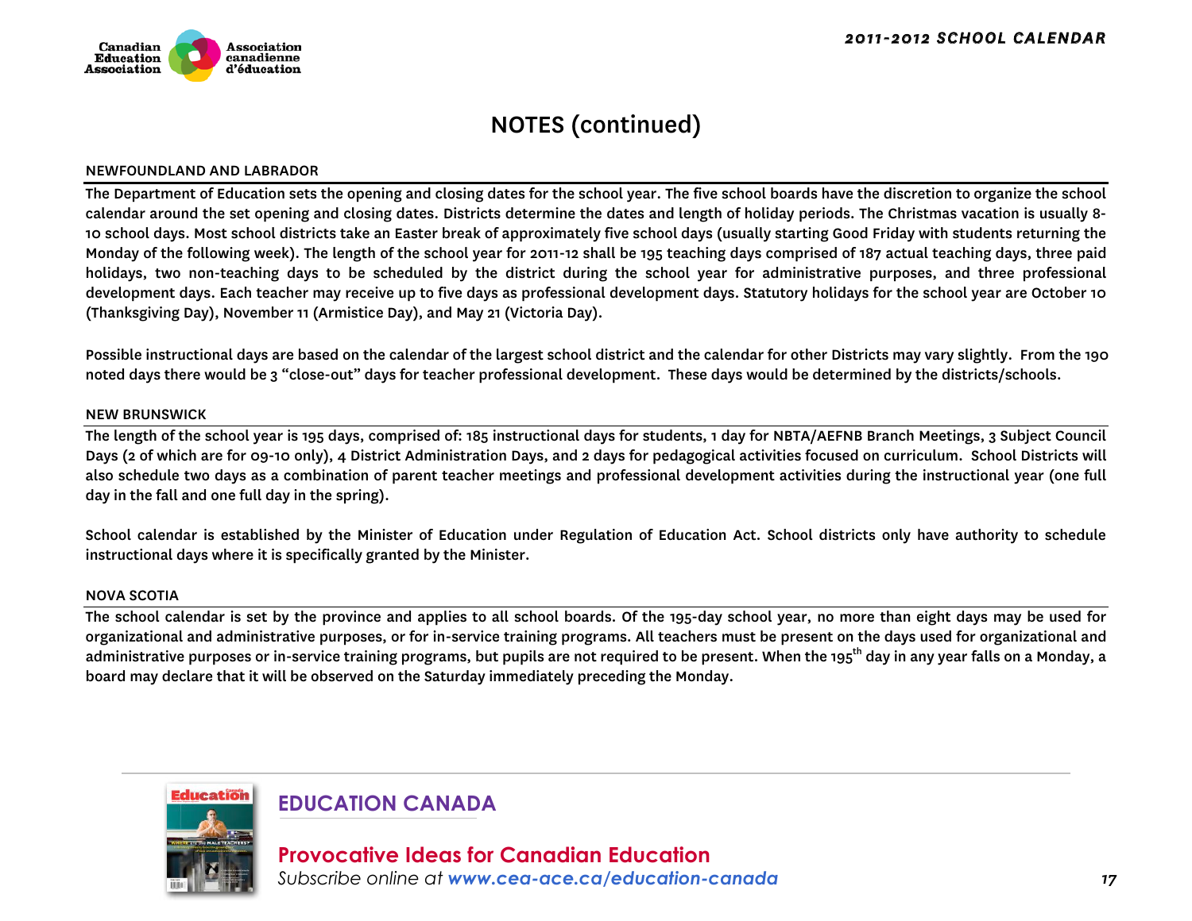# NOTES (continued)

## NEWFOUNDLAND AND LABRADOR

The Department of Education sets the opening and closing dates for the school year. The five school boards have the discretion to organize the school calendar around the set opening and closing dates. Districts determine the dates and length of holiday periods. The Christmas vacation is usually 8-10 school days. Most school districts take an Easter break of approximately five school days (usually starting Good Friday with students returning the Monday of the following week). The length of the school year for 2011-12 shall be 195 teaching days comprised of 187 actual teaching days, three paid holidays, two non-teaching days to be scheduled by the district during the school year for administrative purposes, and three professional development days. Each teacher may receive up to five days as professional development days. Statutory holidays for the school year are October 10 (Thanksgiving Day), November 11 (Armistice Day), and May 21 (Victoria Day).

Possible instructional days are based on the calendar of the largest school district and the calendar for other Districts may vary slightly. From the 190 noted days there would be 3 "close-out" days for teacher professional development. These days would be determined by the districts/schools.

## NEW BRUNSWICK

The length of the school year is 195 days, comprised of: 185 instructional days for students, 1 day for NBTA/AEFNB Branch Meetings, 3 Subject Council Days (2 of which are for 09-10 only), 4 District Administration Days, and 2 days for pedagogical activities focused on curriculum. School Districts will also schedule two days as a combination of parent teacher meetings and professional development activities during the instructional year (one full day in the fall and one full day in the spring).

School calendar is established by the Minister of Education under Regulation of Education Act. School districts only have authority to schedule instructional days where it is specifically granted by the Minister.

## NOVA SCOTIA

The school calendar is set by the province and applies to all school boards. Of the 195-day school year, no more than eight days may be used for organizational and administrative purposes, or for in-service training programs. All teachers must be present on the days used for organizational and administrative purposes or in-service training programs, but pupils are not required to be present. When the 195th day in any year falls on a Monday, a board may declare that it will be observed on the Saturday immediately preceding the Monday.

**EDUCATION CANADA**

**Provocative Ideas for Canadian Education**

*Subscribe online at* ***www.cea-ace.ca/education-canada***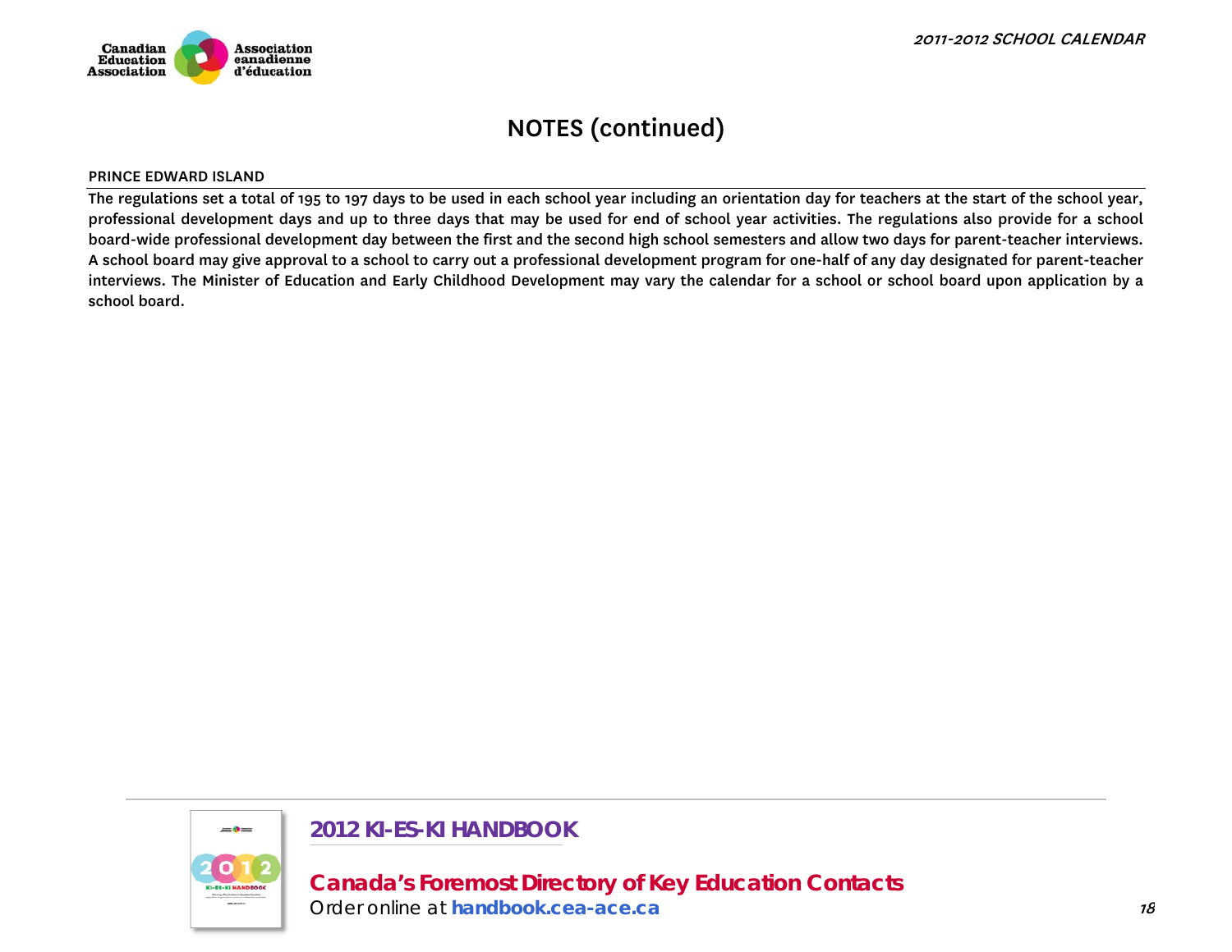# NOTES (continued)

## PRINCE EDWARD ISLAND

The regulations set a total of 195 to 197 days to be used in each school year including an orientation day for teachers at the start of the school year, professional development days and up to three days that may be used for end of school year activities. The regulations also provide for a school board-wide professional development day between the first and the second high school semesters and allow two days for parent-teacher interviews. A school board may give approval to a school to carry out a professional development program for one-half of any day designated for parent-teacher interviews. The Minister of Education and Early Childhood Development may vary the calendar for a school or school board upon application by a school board.

**2012 KI-ES-KI HANDBOOK**

**Canada's Foremost Directory of Key Education Contacts**

Order online at **handbook.cea-ace.ca**